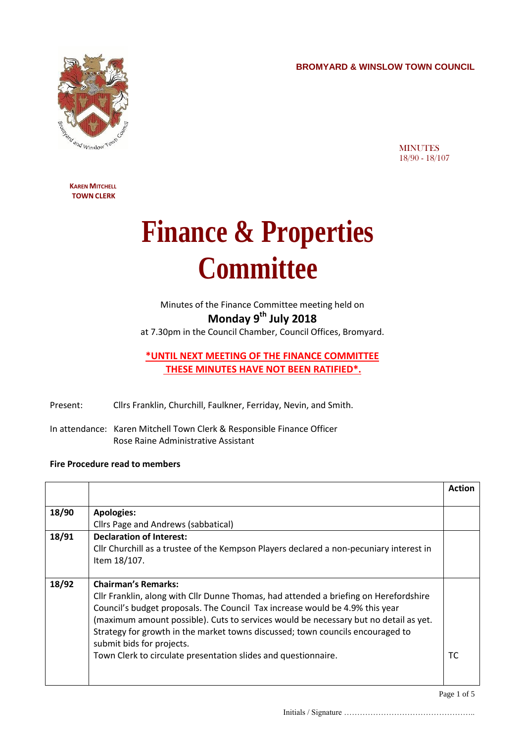**BROMYARD & WINSLOW TOWN COUNCIL**

MINUTES
18/90 - 18/107

**KAREN MITCHELL**
**TOWN CLERK**

# Finance & Properties Committee

Minutes of the Finance Committee meeting held on

**Monday 9th July 2018**

at 7.30pm in the Council Chamber, Council Offices, Bromyard.

**\*UNTIL NEXT MEETING OF THE FINANCE COMMITTEE THESE MINUTES HAVE NOT BEEN RATIFIED\*.**

Present: Cllrs Franklin, Churchill, Faulkner, Ferriday, Nevin, and Smith.

In attendance: Karen Mitchell Town Clerk & Responsible Finance Officer
Rose Raine Administrative Assistant

**Fire Procedure read to members**

| | | Action |
|---|---|---|
| 18/90 | **Apologies:**<br>Cllrs Page and Andrews (sabbatical) | |
| 18/91 | **Declaration of Interest:**<br>Cllr Churchill as a trustee of the Kempson Players declared a non-pecuniary interest in Item 18/107. | |
| 18/92 | **Chairman's Remarks:**<br>Cllr Franklin, along with Cllr Dunne Thomas, had attended a briefing on Herefordshire Council's budget proposals. The Council Tax increase would be 4.9% this year (maximum amount possible). Cuts to services would be necessary but no detail as yet. Strategy for growth in the market towns discussed; town councils encouraged to submit bids for projects.<br>Town Clerk to circulate presentation slides and questionnaire. | TC |

Initials / Signature …………………………………………..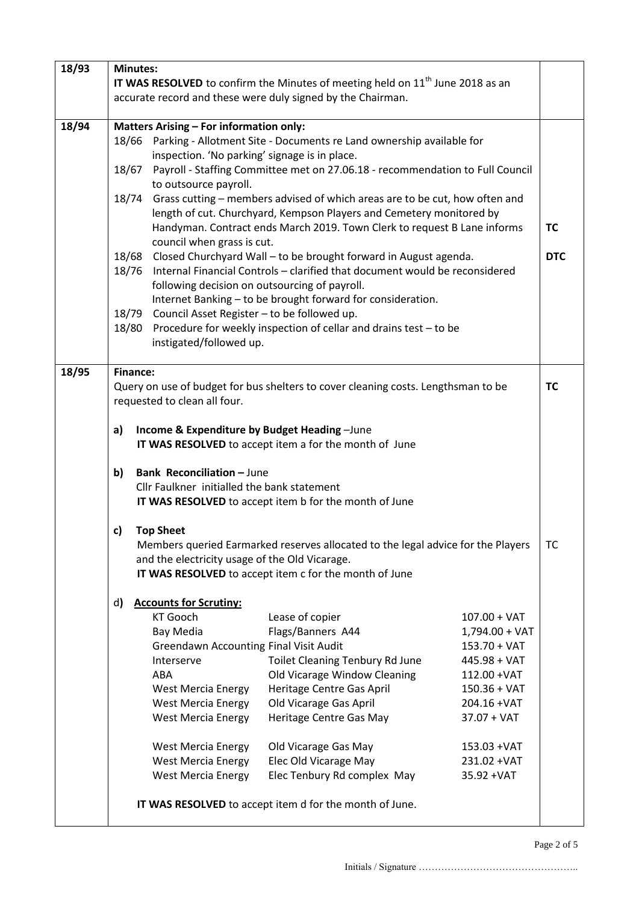| Ref | Item | Action |
|---|---|---|
| 18/93 | **Minutes:**<br>**IT WAS RESOLVED** to confirm the Minutes of meeting held on 11th June 2018 as an accurate record and these were duly signed by the Chairman. | |
| 18/94 | **Matters Arising – For information only:**<br>18/66 Parking - Allotment Site - Documents re Land ownership available for inspection. 'No parking' signage is in place.<br>18/67 Payroll - Staffing Committee met on 27.06.18 - recommendation to Full Council to outsource payroll.<br>18/74 Grass cutting – members advised of which areas are to be cut, how often and length of cut. Churchyard, Kempson Players and Cemetery monitored by Handyman. Contract ends March 2019. Town Clerk to request B Lane informs council when grass is cut.<br>18/68 Closed Churchyard Wall – to be brought forward in August agenda.<br>18/76 Internal Financial Controls – clarified that document would be reconsidered following decision on outsourcing of payroll.<br>Internet Banking – to be brought forward for consideration.<br>18/79 Council Asset Register – to be followed up.<br>18/80 Procedure for weekly inspection of cellar and drains test – to be instigated/followed up. | **TC**<br><br>**DTC** |
| 18/95 | **Finance:**<br>Query on use of budget for bus shelters to cover cleaning costs. Lengthsman to be requested to clean all four.<br><br>**a) Income & Expenditure by Budget Heading** –June<br>**IT WAS RESOLVED** to accept item a for the month of June<br><br>**b) Bank Reconciliation** – June<br>Cllr Faulkner initialled the bank statement<br>**IT WAS RESOLVED** to accept item b for the month of June<br><br>**c) Top Sheet**<br>Members queried Earmarked reserves allocated to the legal advice for the Players and the electricity usage of the Old Vicarage.<br>**IT WAS RESOLVED** to accept item c for the month of June | **TC**<br><br><br><br><br><br><br>TC |

**d) Accounts for Scrutiny:**

| Supplier | Description | Amount |
|---|---|---|
| KT Gooch | Lease of copier | 107.00 + VAT |
| Bay Media | Flags/Banners A44 | 1,794.00 + VAT |
| Greendawn Accounting | Final Visit Audit | 153.70 + VAT |
| Interserve | Toilet Cleaning Tenbury Rd June | 445.98 + VAT |
| ABA | Old Vicarage Window Cleaning | 112.00 +VAT |
| West Mercia Energy | Heritage Centre Gas April | 150.36 + VAT |
| West Mercia Energy | Old Vicarage Gas April | 204.16 +VAT |
| West Mercia Energy | Heritage Centre Gas May | 37.07 + VAT |
| West Mercia Energy | Old Vicarage Gas May | 153.03 +VAT |
| West Mercia Energy | Elec Old Vicarage May | 231.02 +VAT |
| West Mercia Energy | Elec Tenbury Rd complex May | 35.92 +VAT |

**IT WAS RESOLVED** to accept item d for the month of June.

Initials / Signature …………………………………………..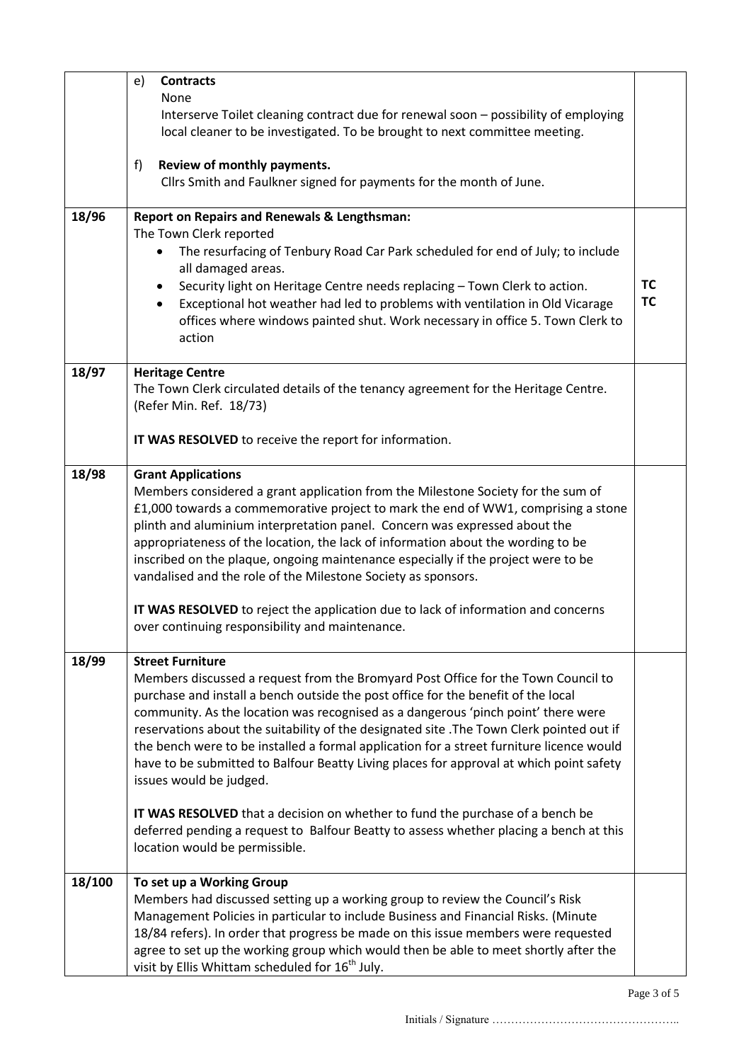| | | |
|---|---|---|
| | e) **Contracts**<br>None<br>Interserve Toilet cleaning contract due for renewal soon – possibility of employing local cleaner to be investigated. To be brought to next committee meeting.<br><br>f) **Review of monthly payments.**<br>Cllrs Smith and Faulkner signed for payments for the month of June. | |
| **18/96** | **Report on Repairs and Renewals & Lengthsman:**<br>The Town Clerk reported<br>• The resurfacing of Tenbury Road Car Park scheduled for end of July; to include all damaged areas.<br>• Security light on Heritage Centre needs replacing – Town Clerk to action.<br>• Exceptional hot weather had led to problems with ventilation in Old Vicarage offices where windows painted shut. Work necessary in office 5. Town Clerk to action | **TC**<br>**TC** |
| **18/97** | **Heritage Centre**<br>The Town Clerk circulated details of the tenancy agreement for the Heritage Centre. (Refer Min. Ref. 18/73)<br><br>**IT WAS RESOLVED** to receive the report for information. | |
| **18/98** | **Grant Applications**<br>Members considered a grant application from the Milestone Society for the sum of £1,000 towards a commemorative project to mark the end of WW1, comprising a stone plinth and aluminium interpretation panel. Concern was expressed about the appropriateness of the location, the lack of information about the wording to be inscribed on the plaque, ongoing maintenance especially if the project were to be vandalised and the role of the Milestone Society as sponsors.<br><br>**IT WAS RESOLVED** to reject the application due to lack of information and concerns over continuing responsibility and maintenance. | |
| **18/99** | **Street Furniture**<br>Members discussed a request from the Bromyard Post Office for the Town Council to purchase and install a bench outside the post office for the benefit of the local community. As the location was recognised as a dangerous 'pinch point' there were reservations about the suitability of the designated site .The Town Clerk pointed out if the bench were to be installed a formal application for a street furniture licence would have to be submitted to Balfour Beatty Living places for approval at which point safety issues would be judged.<br><br>**IT WAS RESOLVED** that a decision on whether to fund the purchase of a bench be deferred pending a request to Balfour Beatty to assess whether placing a bench at this location would be permissible. | |
| **18/100** | **To set up a Working Group**<br>Members had discussed setting up a working group to review the Council's Risk Management Policies in particular to include Business and Financial Risks. (Minute 18/84 refers). In order that progress be made on this issue members were requested agree to set up the working group which would then be able to meet shortly after the visit by Ellis Whittam scheduled for 16th July. | |

Initials / Signature …………………………………………..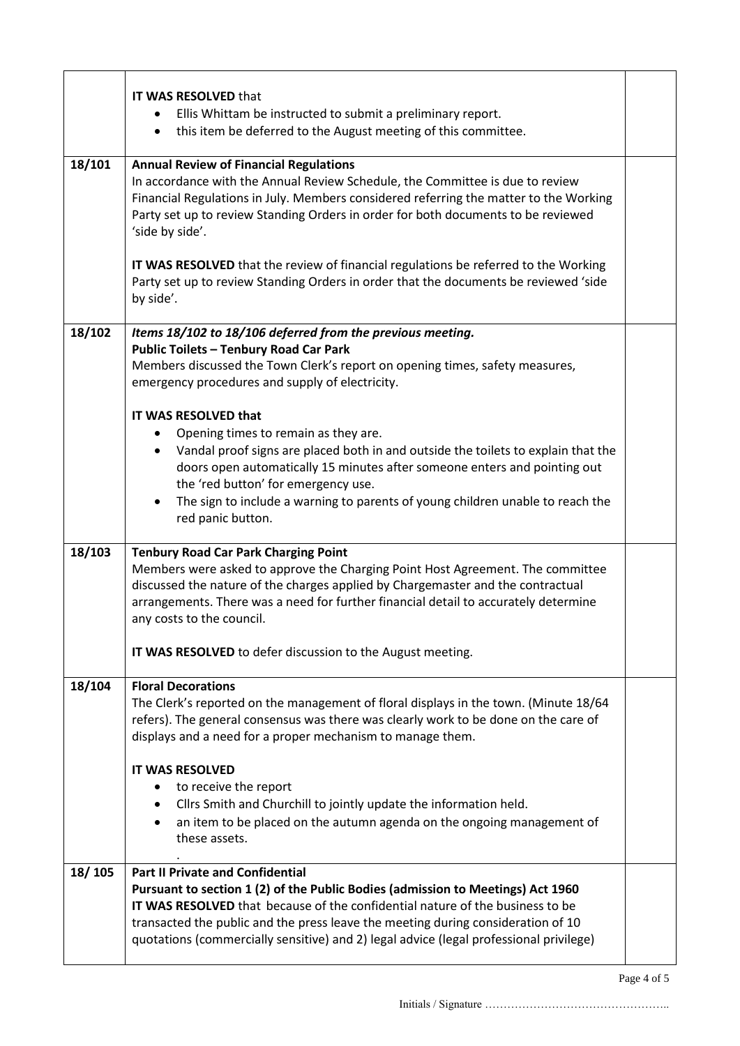| | | |
|---|---|---|
| | **IT WAS RESOLVED** that<br>• Ellis Whittam be instructed to submit a preliminary report.<br>• this item be deferred to the August meeting of this committee. | |
| 18/101 | **Annual Review of Financial Regulations**<br>In accordance with the Annual Review Schedule, the Committee is due to review Financial Regulations in July. Members considered referring the matter to the Working Party set up to review Standing Orders in order for both documents to be reviewed 'side by side'.<br><br>**IT WAS RESOLVED** that the review of financial regulations be referred to the Working Party set up to review Standing Orders in order that the documents be reviewed 'side by side'. | |
| 18/102 | *Items 18/102 to 18/106 deferred from the previous meeting.*<br>**Public Toilets – Tenbury Road Car Park**<br>Members discussed the Town Clerk's report on opening times, safety measures, emergency procedures and supply of electricity.<br><br>**IT WAS RESOLVED that**<br>• Opening times to remain as they are.<br>• Vandal proof signs are placed both in and outside the toilets to explain that the doors open automatically 15 minutes after someone enters and pointing out the 'red button' for emergency use.<br>• The sign to include a warning to parents of young children unable to reach the red panic button. | |
| 18/103 | **Tenbury Road Car Park Charging Point**<br>Members were asked to approve the Charging Point Host Agreement. The committee discussed the nature of the charges applied by Chargemaster and the contractual arrangements. There was a need for further financial detail to accurately determine any costs to the council.<br><br>**IT WAS RESOLVED** to defer discussion to the August meeting. | |
| 18/104 | **Floral Decorations**<br>The Clerk's reported on the management of floral displays in the town. (Minute 18/64 refers). The general consensus was there was clearly work to be done on the care of displays and a need for a proper mechanism to manage them.<br><br>**IT WAS RESOLVED**<br>• to receive the report<br>• Cllrs Smith and Churchill to jointly update the information held.<br>• an item to be placed on the autumn agenda on the ongoing management of these assets. | |
| 18/ 105 | **Part II Private and Confidential**<br>**Pursuant to section 1 (2) of the Public Bodies (admission to Meetings) Act 1960**<br>**IT WAS RESOLVED** that because of the confidential nature of the business to be transacted the public and the press leave the meeting during consideration of 10 quotations (commercially sensitive) and 2) legal advice (legal professional privilege) | |

Initials / Signature …………………………………………..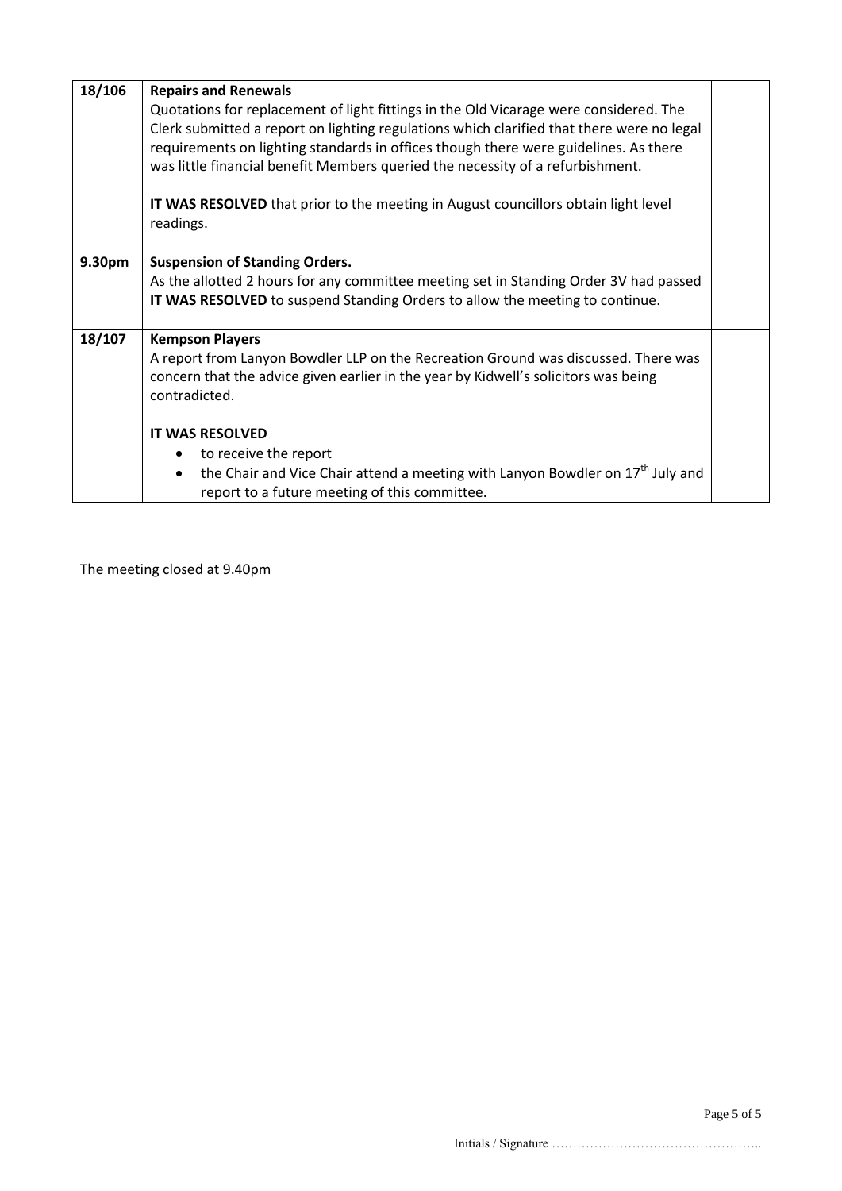| | | |
|---|---|---|
| 18/106 | **Repairs and Renewals**<br>Quotations for replacement of light fittings in the Old Vicarage were considered. The Clerk submitted a report on lighting regulations which clarified that there were no legal requirements on lighting standards in offices though there were guidelines. As there was little financial benefit Members queried the necessity of a refurbishment.<br><br>**IT WAS RESOLVED** that prior to the meeting in August councillors obtain light level readings. | |
| 9.30pm | **Suspension of Standing Orders.**<br>As the allotted 2 hours for any committee meeting set in Standing Order 3V had passed **IT WAS RESOLVED** to suspend Standing Orders to allow the meeting to continue. | |
| 18/107 | **Kempson Players**<br>A report from Lanyon Bowdler LLP on the Recreation Ground was discussed. There was concern that the advice given earlier in the year by Kidwell's solicitors was being contradicted.<br><br>**IT WAS RESOLVED**<br>• to receive the report<br>• the Chair and Vice Chair attend a meeting with Lanyon Bowdler on 17th July and report to a future meeting of this committee. | |

The meeting closed at 9.40pm

Initials / Signature …………………………………………..